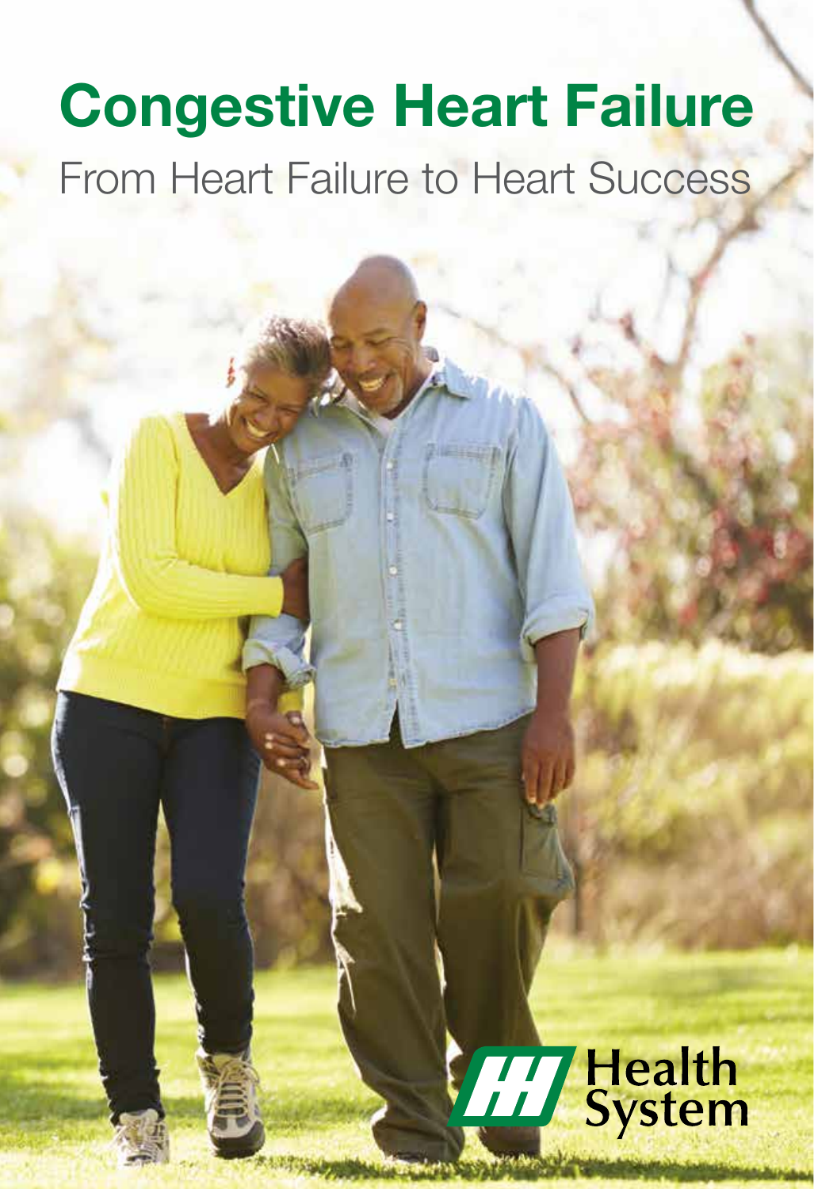# Congestive Heart Failure

From Heart Failure to Heart Success

Health System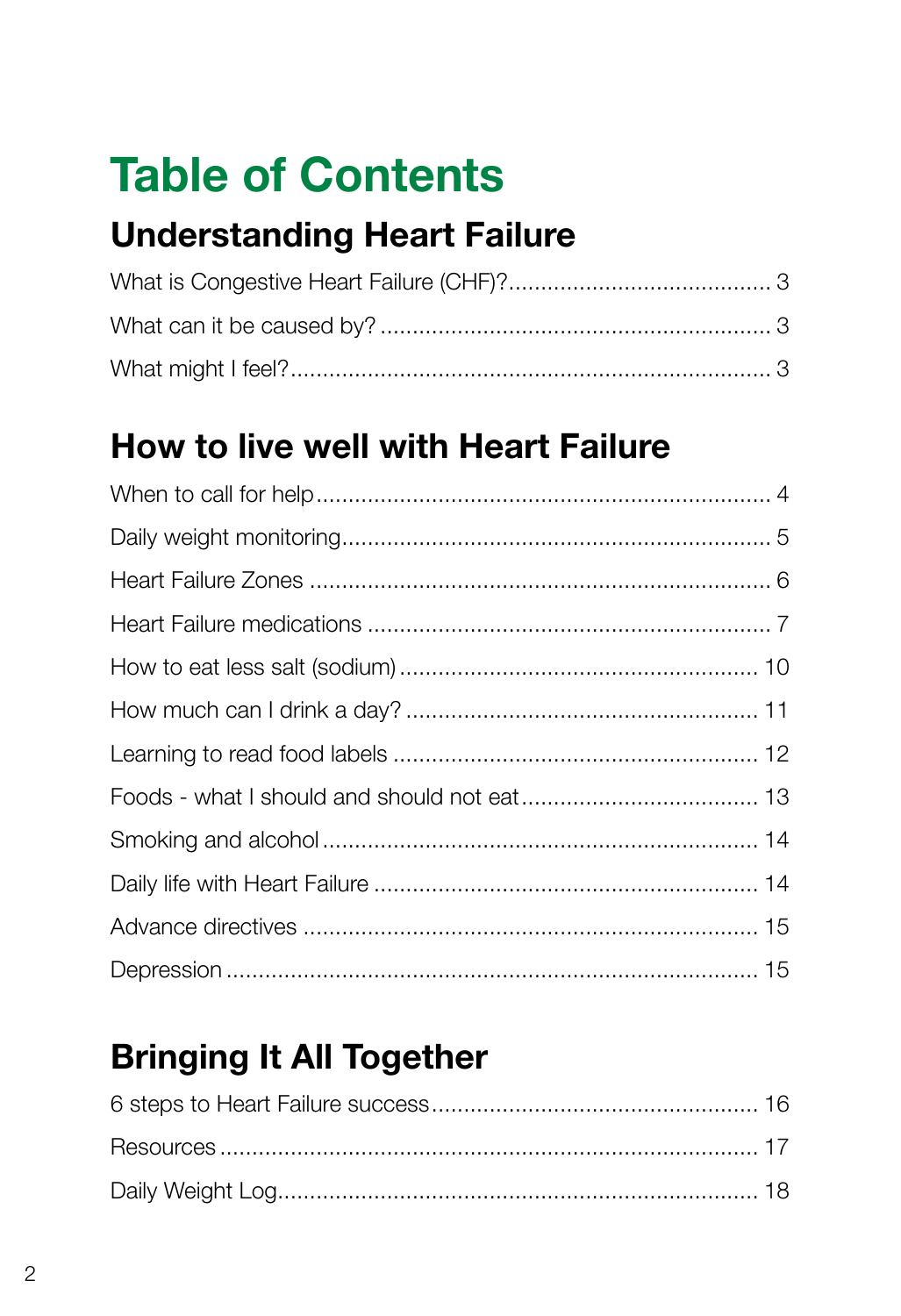# Table of Contents

## Understanding Heart Failure

What is Congestive Heart Failure (CHF)?........................................ 3

What can it be caused by? ............................................................ 3

What might I feel?........................................................................... 3

## How to live well with Heart Failure

When to call for help...................................................................... 4

Daily weight monitoring.................................................................. 5

Heart Failure Zones ....................................................................... 6

Heart Failure medications .............................................................. 7

How to eat less salt (sodium)....................................................... 10

How much can I drink a day? ...................................................... 11

Learning to read food labels ........................................................ 12

Foods - what I should and should not eat.................................... 13

Smoking and alcohol.................................................................... 14

Daily life with Heart Failure ........................................................... 14

Advance directives ...................................................................... 15

Depression................................................................................... 15

## Bringing It All Together

6 steps to Heart Failure success................................................... 16

Resources.................................................................................... 17

Daily Weight Log.......................................................................... 18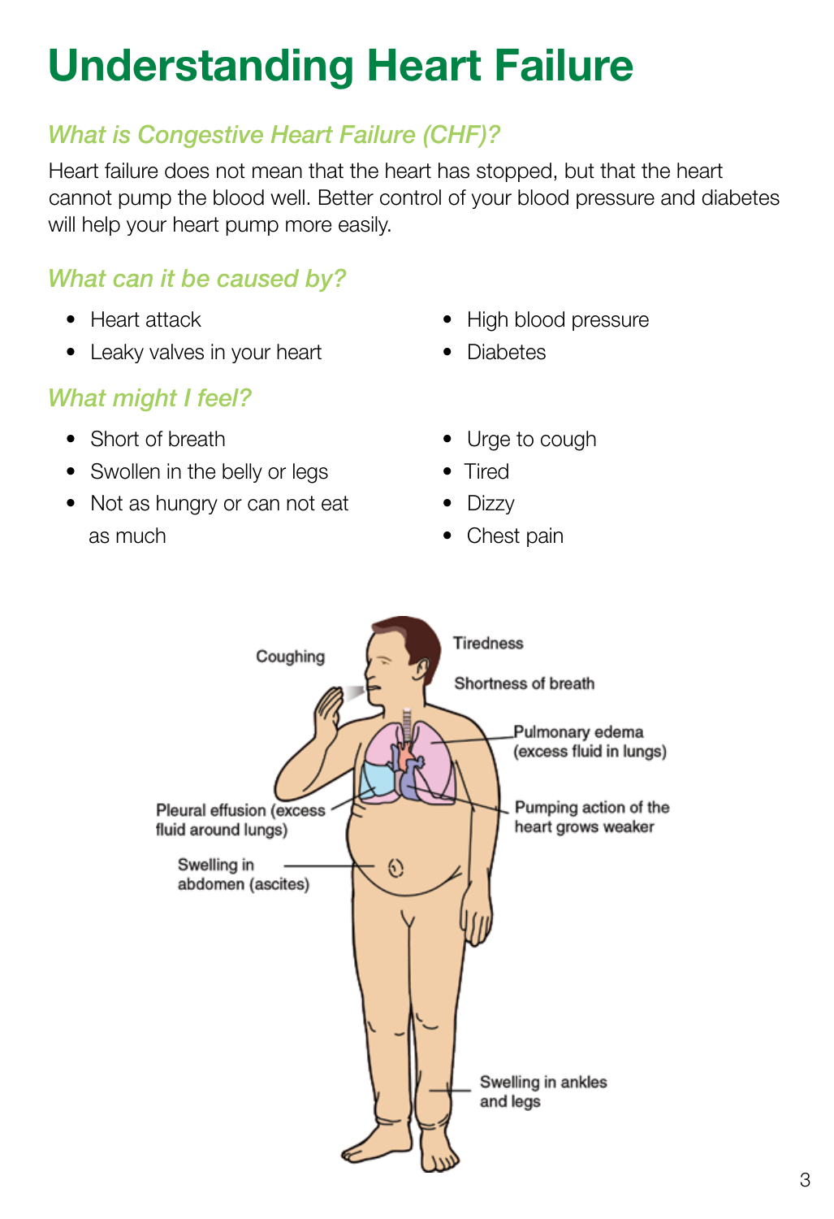# Understanding Heart Failure

## *What is Congestive Heart Failure (CHF)?*

Heart failure does not mean that the heart has stopped, but that the heart cannot pump the blood well. Better control of your blood pressure and diabetes will help your heart pump more easily.

## *What can it be caused by?*

- Heart attack
- Leaky valves in your heart
- High blood pressure
- Diabetes

## *What might I feel?*

- Short of breath
- Swollen in the belly or legs
- Not as hungry or can not eat as much
- Urge to cough
- Tired
- Dizzy
- Chest pain

Coughing

Tiredness

Shortness of breath

Pulmonary edema (excess fluid in lungs)

Pleural effusion (excess fluid around lungs)

Pumping action of the heart grows weaker

Swelling in abdomen (ascites)

Swelling in ankles and legs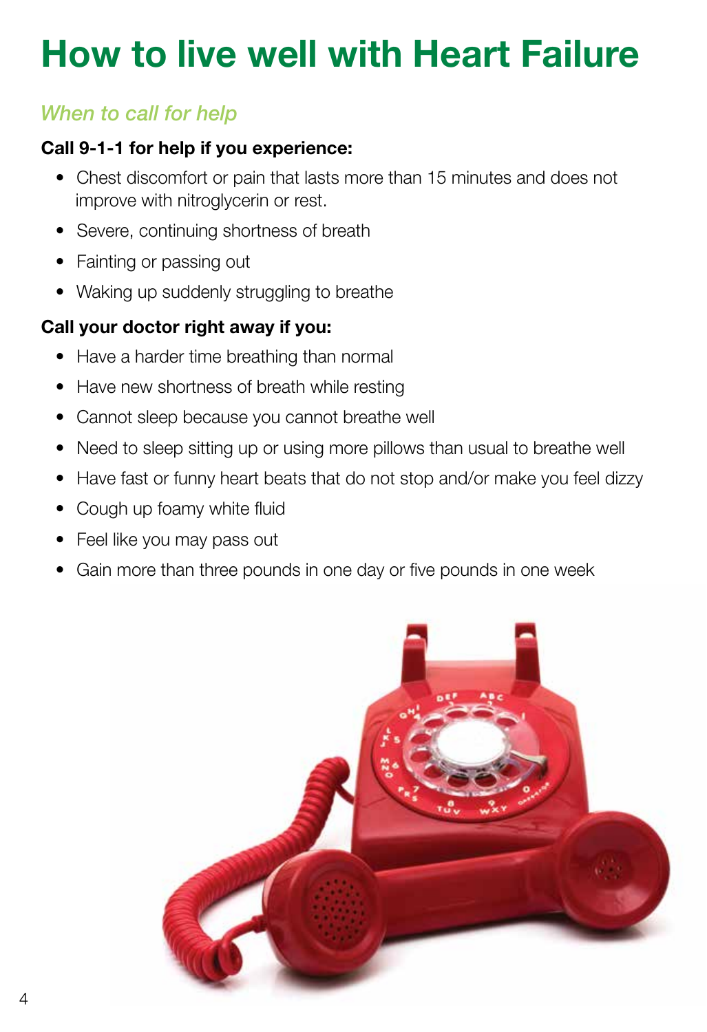# How to live well with Heart Failure

## *When to call for help*

**Call 9-1-1 for help if you experience:**

- Chest discomfort or pain that lasts more than 15 minutes and does not improve with nitroglycerin or rest.
- Severe, continuing shortness of breath
- Fainting or passing out
- Waking up suddenly struggling to breathe

**Call your doctor right away if you:**

- Have a harder time breathing than normal
- Have new shortness of breath while resting
- Cannot sleep because you cannot breathe well
- Need to sleep sitting up or using more pillows than usual to breathe well
- Have fast or funny heart beats that do not stop and/or make you feel dizzy
- Cough up foamy white fluid
- Feel like you may pass out
- Gain more than three pounds in one day or five pounds in one week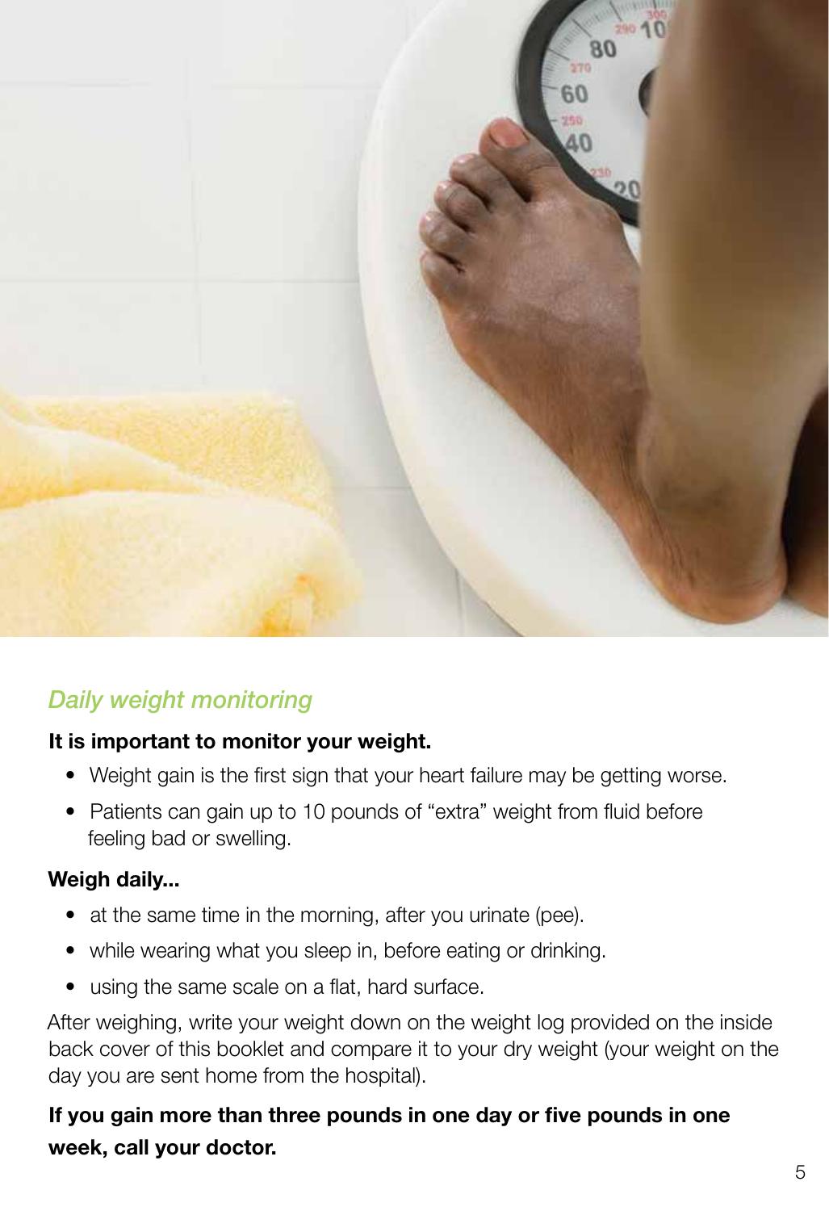## *Daily weight monitoring*

**It is important to monitor your weight.**

- Weight gain is the first sign that your heart failure may be getting worse.
- Patients can gain up to 10 pounds of "extra" weight from fluid before feeling bad or swelling.

**Weigh daily...**

- at the same time in the morning, after you urinate (pee).
- while wearing what you sleep in, before eating or drinking.
- using the same scale on a flat, hard surface.

After weighing, write your weight down on the weight log provided on the inside back cover of this booklet and compare it to your dry weight (your weight on the day you are sent home from the hospital).

**If you gain more than three pounds in one day or five pounds in one week, call your doctor.**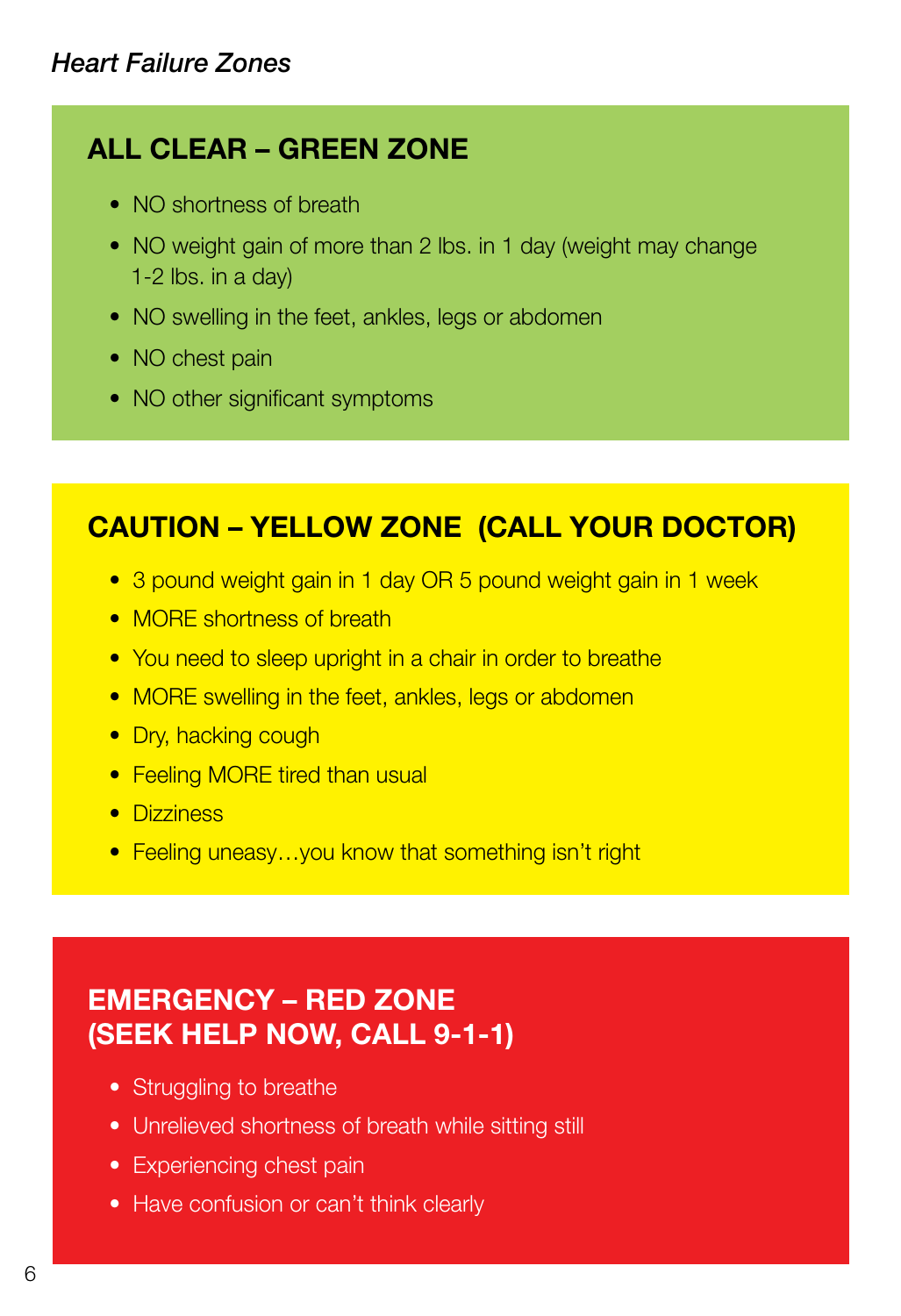*Heart Failure Zones*

## ALL CLEAR – GREEN ZONE

- NO shortness of breath
- NO weight gain of more than 2 lbs. in 1 day (weight may change 1-2 lbs. in a day)
- NO swelling in the feet, ankles, legs or abdomen
- NO chest pain
- NO other significant symptoms

## CAUTION – YELLOW ZONE (CALL YOUR DOCTOR)

- 3 pound weight gain in 1 day OR 5 pound weight gain in 1 week
- MORE shortness of breath
- You need to sleep upright in a chair in order to breathe
- MORE swelling in the feet, ankles, legs or abdomen
- Dry, hacking cough
- Feeling MORE tired than usual
- Dizziness
- Feeling uneasy…you know that something isn't right

## EMERGENCY – RED ZONE (SEEK HELP NOW, CALL 9-1-1)

- Struggling to breathe
- Unrelieved shortness of breath while sitting still
- Experiencing chest pain
- Have confusion or can't think clearly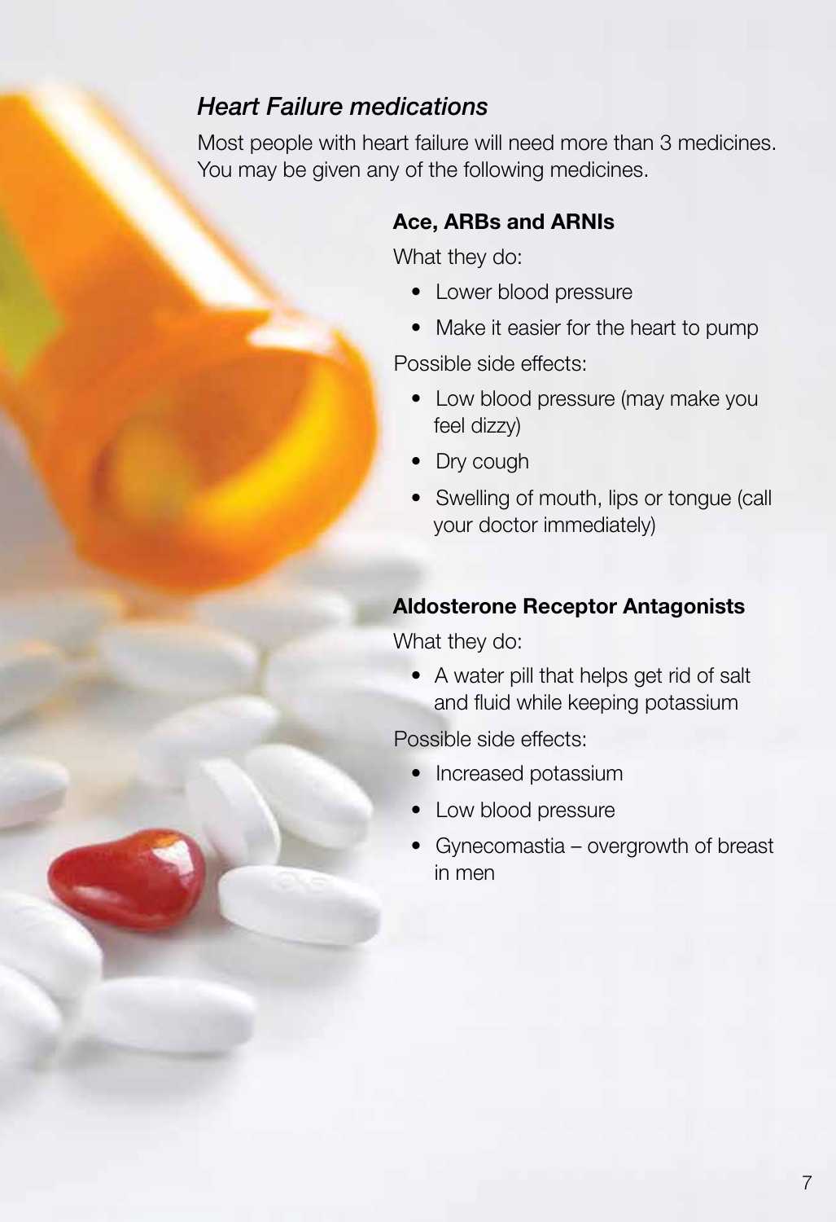## *Heart Failure medications*

Most people with heart failure will need more than 3 medicines. You may be given any of the following medicines.

### Ace, ARBs and ARNIs

What they do:

- Lower blood pressure
- Make it easier for the heart to pump

Possible side effects:

- Low blood pressure (may make you feel dizzy)
- Dry cough
- Swelling of mouth, lips or tongue (call your doctor immediately)

### Aldosterone Receptor Antagonists

What they do:

- A water pill that helps get rid of salt and fluid while keeping potassium

Possible side effects:

- Increased potassium
- Low blood pressure
- Gynecomastia – overgrowth of breast in men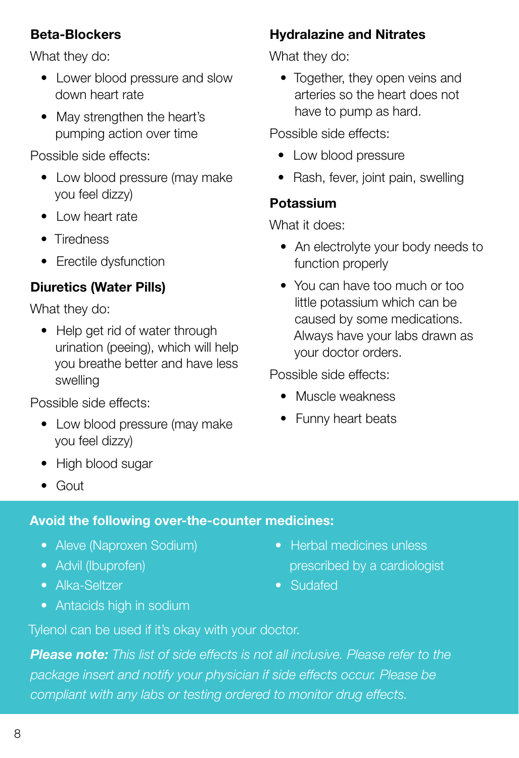## Beta-Blockers

What they do:

- Lower blood pressure and slow down heart rate
- May strengthen the heart's pumping action over time

Possible side effects:

- Low blood pressure (may make you feel dizzy)
- Low heart rate
- Tiredness
- Erectile dysfunction

## Diuretics (Water Pills)

What they do:

- Help get rid of water through urination (peeing), which will help you breathe better and have less swelling

Possible side effects:

- Low blood pressure (may make you feel dizzy)
- High blood sugar
- Gout

## Hydralazine and Nitrates

What they do:

- Together, they open veins and arteries so the heart does not have to pump as hard.

Possible side effects:

- Low blood pressure
- Rash, fever, joint pain, swelling

## Potassium

What it does:

- An electrolyte your body needs to function properly
- You can have too much or too little potassium which can be caused by some medications. Always have your labs drawn as your doctor orders.

Possible side effects:

- Muscle weakness
- Funny heart beats

**Avoid the following over-the-counter medicines:**

- Aleve (Naproxen Sodium)
- Advil (Ibuprofen)
- Alka-Seltzer
- Antacids high in sodium
- Herbal medicines unless prescribed by a cardiologist
- Sudafed

Tylenol can be used if it's okay with your doctor.

***Please note:*** *This list of side effects is not all inclusive. Please refer to the package insert and notify your physician if side effects occur. Please be compliant with any labs or testing ordered to monitor drug effects.*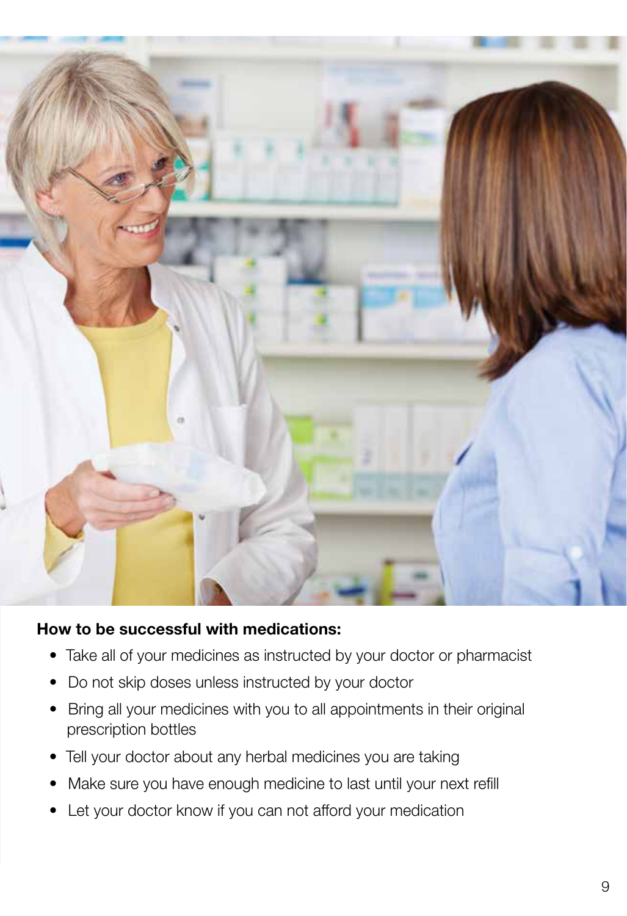**How to be successful with medications:**

- Take all of your medicines as instructed by your doctor or pharmacist
- Do not skip doses unless instructed by your doctor
- Bring all your medicines with you to all appointments in their original prescription bottles
- Tell your doctor about any herbal medicines you are taking
- Make sure you have enough medicine to last until your next refill
- Let your doctor know if you can not afford your medication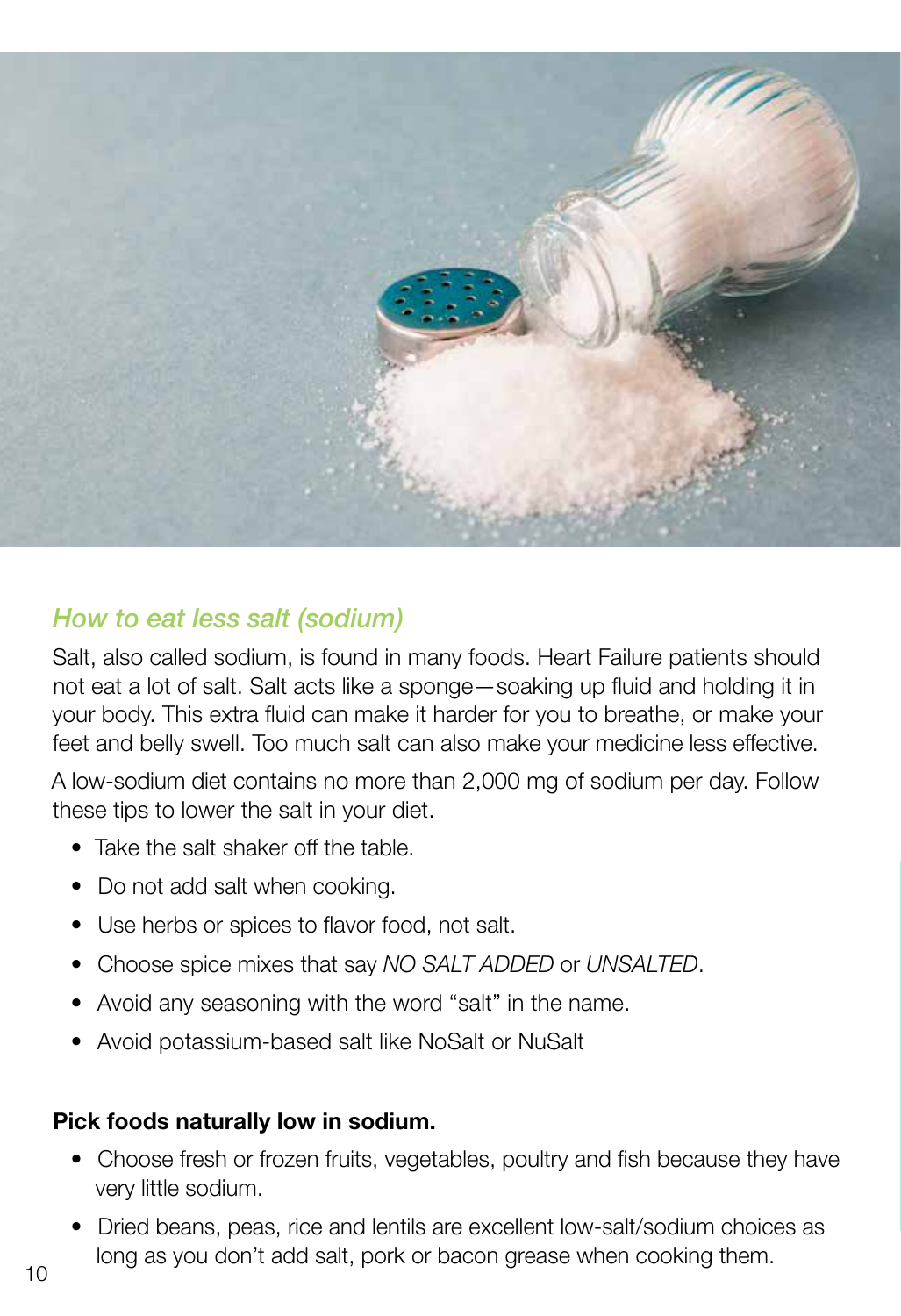## *How to eat less salt (sodium)*

Salt, also called sodium, is found in many foods. Heart Failure patients should not eat a lot of salt. Salt acts like a sponge—soaking up fluid and holding it in your body. This extra fluid can make it harder for you to breathe, or make your feet and belly swell. Too much salt can also make your medicine less effective.

A low-sodium diet contains no more than 2,000 mg of sodium per day. Follow these tips to lower the salt in your diet.

- Take the salt shaker off the table.
- Do not add salt when cooking.
- Use herbs or spices to flavor food, not salt.
- Choose spice mixes that say *NO SALT ADDED* or *UNSALTED*.
- Avoid any seasoning with the word "salt" in the name.
- Avoid potassium-based salt like NoSalt or NuSalt

**Pick foods naturally low in sodium.**

- Choose fresh or frozen fruits, vegetables, poultry and fish because they have very little sodium.
- Dried beans, peas, rice and lentils are excellent low-salt/sodium choices as long as you don't add salt, pork or bacon grease when cooking them.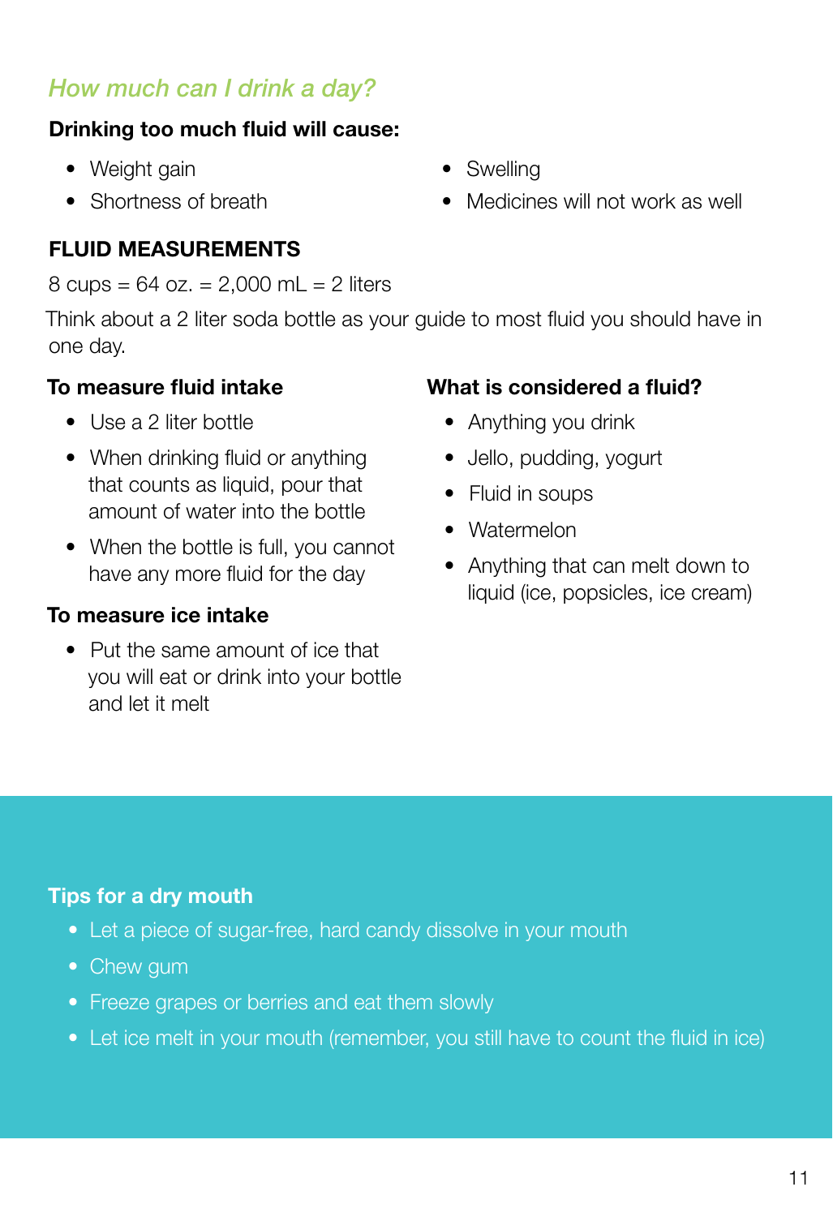## *How much can I drink a day?*

**Drinking too much fluid will cause:**

- Weight gain
- Shortness of breath
- Swelling
- Medicines will not work as well

**FLUID MEASUREMENTS**

8 cups = 64 oz. = 2,000 mL = 2 liters

Think about a 2 liter soda bottle as your guide to most fluid you should have in one day.

**To measure fluid intake**

- Use a 2 liter bottle
- When drinking fluid or anything that counts as liquid, pour that amount of water into the bottle
- When the bottle is full, you cannot have any more fluid for the day

**To measure ice intake**

- Put the same amount of ice that you will eat or drink into your bottle and let it melt

**What is considered a fluid?**

- Anything you drink
- Jello, pudding, yogurt
- Fluid in soups
- Watermelon
- Anything that can melt down to liquid (ice, popsicles, ice cream)

**Tips for a dry mouth**

- Let a piece of sugar-free, hard candy dissolve in your mouth
- Chew gum
- Freeze grapes or berries and eat them slowly
- Let ice melt in your mouth (remember, you still have to count the fluid in ice)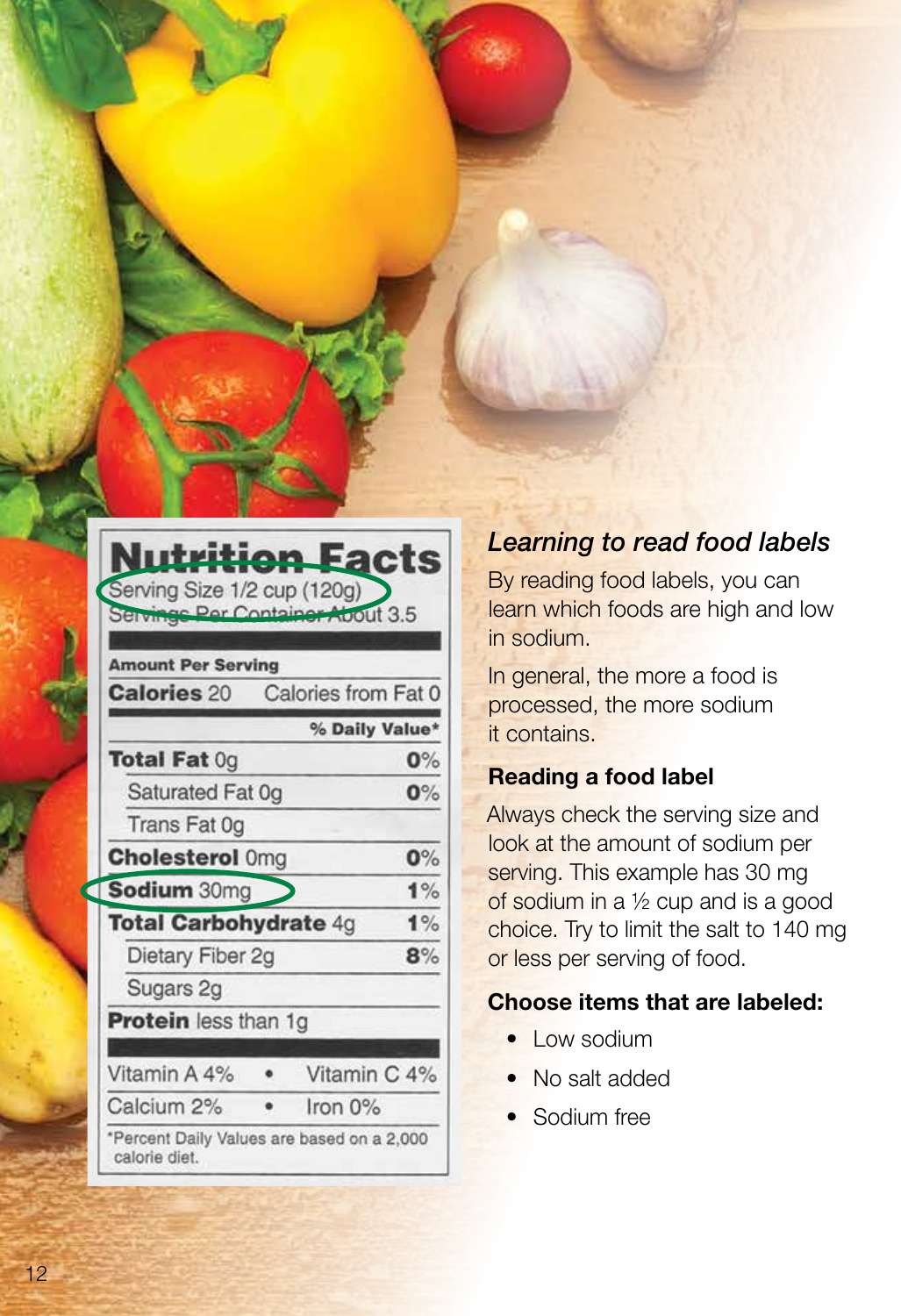## Nutrition Facts

Serving Size 1/2 cup (120g)
Servings Per Container About 3.5

| Amount Per Serving | |
|---|---|
| **Calories** 20 | Calories from Fat 0 |
| | **% Daily Value*** |
| **Total Fat** 0g | **0%** |
| Saturated Fat 0g | **0%** |
| Trans Fat 0g | |
| **Cholesterol** 0mg | **0%** |
| **Sodium** 30mg | **1%** |
| **Total Carbohydrate** 4g | **1%** |
| Dietary Fiber 2g | **8%** |
| Sugars 2g | |
| **Protein** less than 1g | |

| | |
|---|---|
| Vitamin A 4% | Vitamin C 4% |
| Calcium 2% | Iron 0% |

*Percent Daily Values are based on a 2,000 calorie diet.

## *Learning to read food labels*

By reading food labels, you can learn which foods are high and low in sodium.

In general, the more a food is processed, the more sodium it contains.

### Reading a food label

Always check the serving size and look at the amount of sodium per serving. This example has 30 mg of sodium in a ½ cup and is a good choice. Try to limit the salt to 140 mg or less per serving of food.

### Choose items that are labeled:

- Low sodium
- No salt added
- Sodium free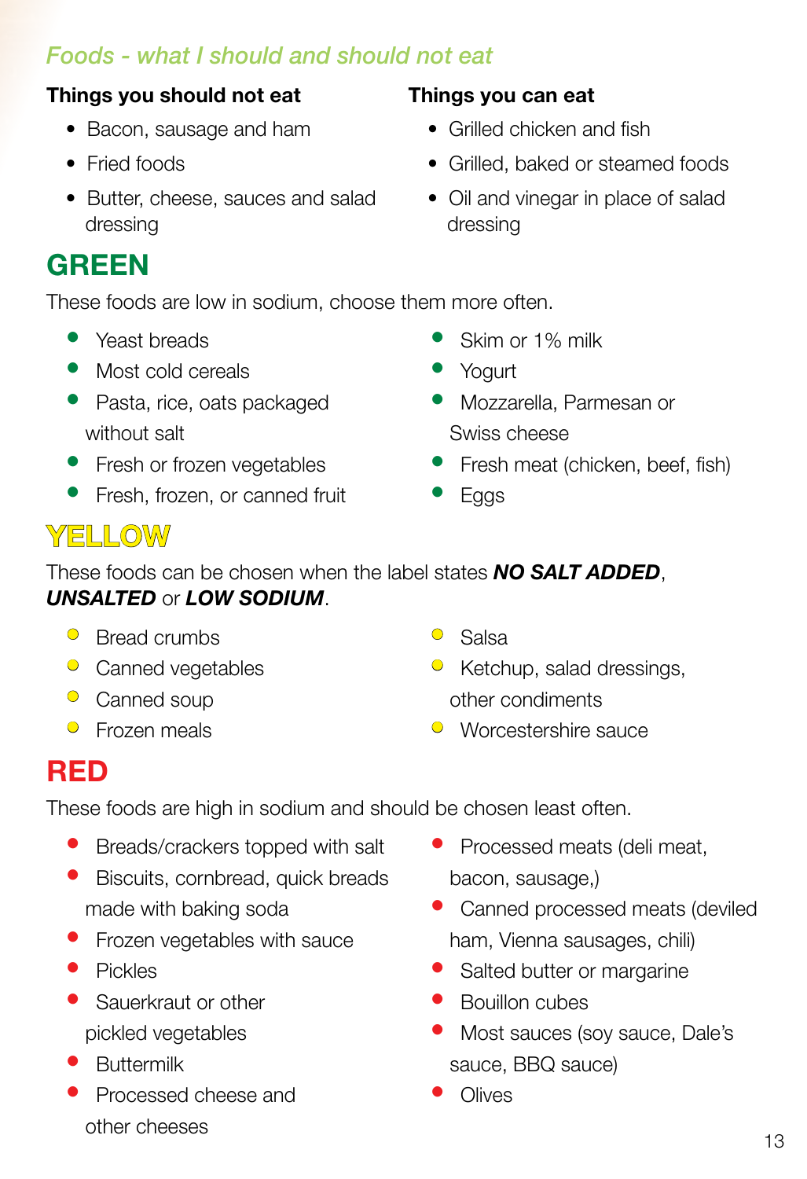## *Foods - what I should and should not eat*

**Things you should not eat**

- Bacon, sausage and ham
- Fried foods
- Butter, cheese, sauces and salad dressing

**Things you can eat**

- Grilled chicken and fish
- Grilled, baked or steamed foods
- Oil and vinegar in place of salad dressing

## GREEN

These foods are low in sodium, choose them more often.

- Yeast breads
- Most cold cereals
- Pasta, rice, oats packaged without salt
- Fresh or frozen vegetables
- Fresh, frozen, or canned fruit
- Skim or 1% milk
- Yogurt
- Mozzarella, Parmesan or Swiss cheese
- Fresh meat (chicken, beef, fish)
- Eggs

## YELLOW

These foods can be chosen when the label states ***NO SALT ADDED***, ***UNSALTED*** or ***LOW SODIUM***.

- Bread crumbs
- Canned vegetables
- Canned soup
- Frozen meals
- Salsa
- Ketchup, salad dressings, other condiments
- Worcestershire sauce

## RED

These foods are high in sodium and should be chosen least often.

- Breads/crackers topped with salt
- Biscuits, cornbread, quick breads made with baking soda
- Frozen vegetables with sauce
- Pickles
- Sauerkraut or other pickled vegetables
- Buttermilk
- Processed cheese and other cheeses
- Processed meats (deli meat, bacon, sausage,)
- Canned processed meats (deviled ham, Vienna sausages, chili)
- Salted butter or margarine
- Bouillon cubes
- Most sauces (soy sauce, Dale's sauce, BBQ sauce)
- Olives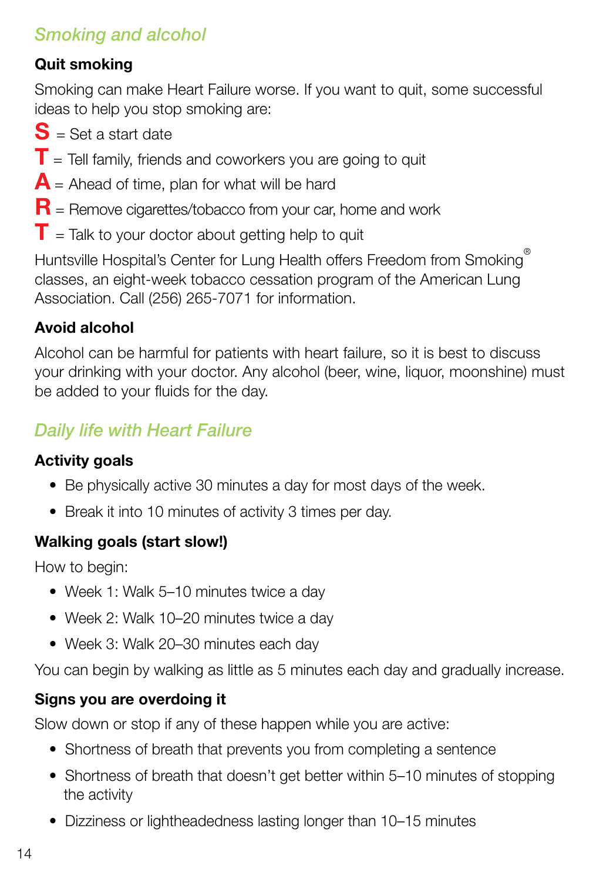## *Smoking and alcohol*

### Quit smoking

Smoking can make Heart Failure worse. If you want to quit, some successful ideas to help you stop smoking are:

**S** = Set a start date

**T** = Tell family, friends and coworkers you are going to quit

**A** = Ahead of time, plan for what will be hard

**R** = Remove cigarettes/tobacco from your car, home and work

**T** = Talk to your doctor about getting help to quit

Huntsville Hospital's Center for Lung Health offers Freedom from Smoking® classes, an eight-week tobacco cessation program of the American Lung Association. Call (256) 265-7071 for information.

### Avoid alcohol

Alcohol can be harmful for patients with heart failure, so it is best to discuss your drinking with your doctor. Any alcohol (beer, wine, liquor, moonshine) must be added to your fluids for the day.

## *Daily life with Heart Failure*

### Activity goals

- Be physically active 30 minutes a day for most days of the week.
- Break it into 10 minutes of activity 3 times per day.

### Walking goals (start slow!)

How to begin:

- Week 1: Walk 5–10 minutes twice a day
- Week 2: Walk 10–20 minutes twice a day
- Week 3: Walk 20–30 minutes each day

You can begin by walking as little as 5 minutes each day and gradually increase.

### Signs you are overdoing it

Slow down or stop if any of these happen while you are active:

- Shortness of breath that prevents you from completing a sentence
- Shortness of breath that doesn't get better within 5–10 minutes of stopping the activity
- Dizziness or lightheadedness lasting longer than 10–15 minutes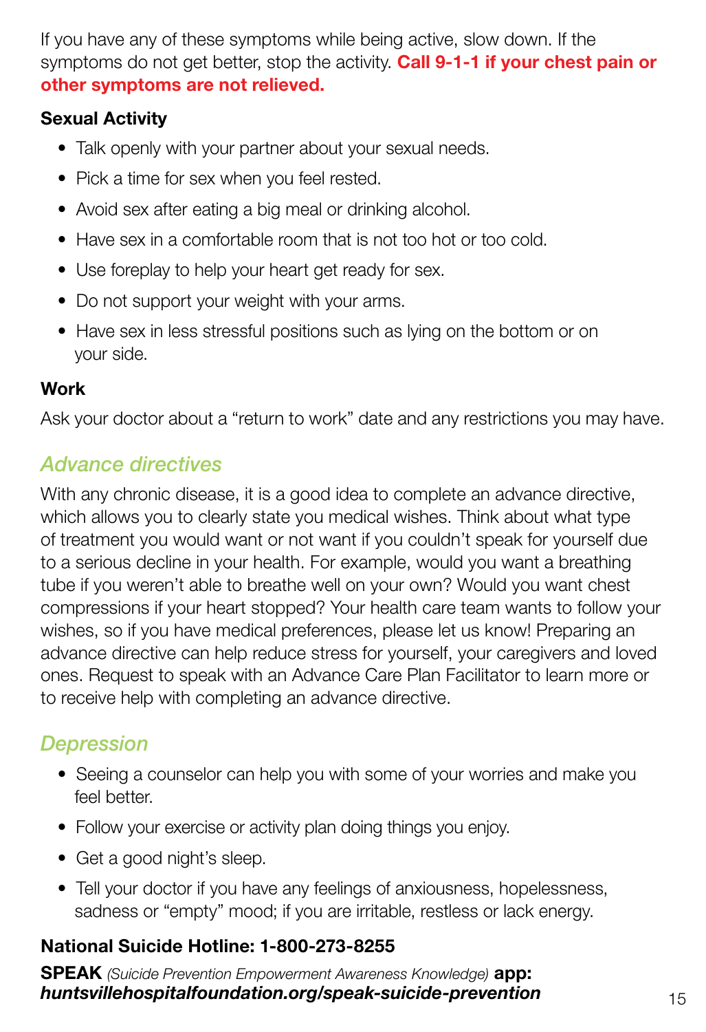If you have any of these symptoms while being active, slow down. If the symptoms do not get better, stop the activity. **Call 9-1-1 if your chest pain or other symptoms are not relieved.**

**Sexual Activity**

- Talk openly with your partner about your sexual needs.
- Pick a time for sex when you feel rested.
- Avoid sex after eating a big meal or drinking alcohol.
- Have sex in a comfortable room that is not too hot or too cold.
- Use foreplay to help your heart get ready for sex.
- Do not support your weight with your arms.
- Have sex in less stressful positions such as lying on the bottom or on your side.

**Work**

Ask your doctor about a "return to work" date and any restrictions you may have.

## *Advance directives*

With any chronic disease, it is a good idea to complete an advance directive, which allows you to clearly state you medical wishes. Think about what type of treatment you would want or not want if you couldn't speak for yourself due to a serious decline in your health. For example, would you want a breathing tube if you weren't able to breathe well on your own? Would you want chest compressions if your heart stopped? Your health care team wants to follow your wishes, so if you have medical preferences, please let us know! Preparing an advance directive can help reduce stress for yourself, your caregivers and loved ones. Request to speak with an Advance Care Plan Facilitator to learn more or to receive help with completing an advance directive.

## *Depression*

- Seeing a counselor can help you with some of your worries and make you feel better.
- Follow your exercise or activity plan doing things you enjoy.
- Get a good night's sleep.
- Tell your doctor if you have any feelings of anxiousness, hopelessness, sadness or "empty" mood; if you are irritable, restless or lack energy.

**National Suicide Hotline: 1-800-273-8255**

**SPEAK** *(Suicide Prevention Empowerment Awareness Knowledge)* **app:**
***huntsvillehospitalfoundation.org/speak-suicide-prevention***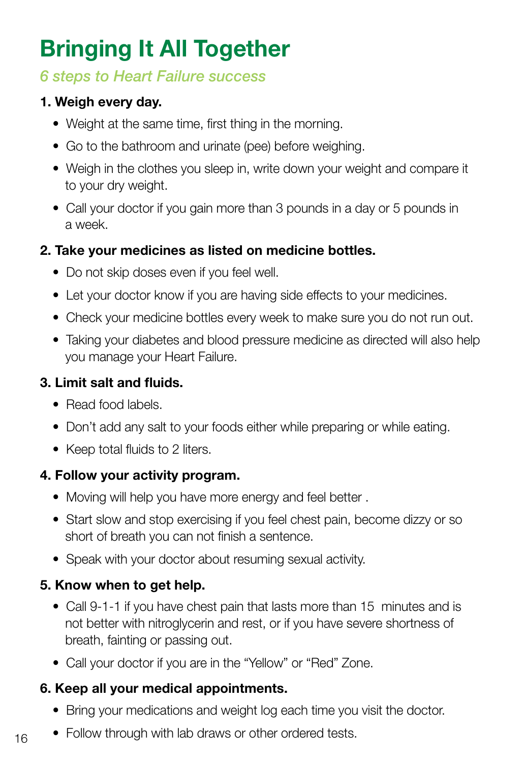# Bringing It All Together

*6 steps to Heart Failure success*

**1. Weigh every day.**

- Weight at the same time, first thing in the morning.
- Go to the bathroom and urinate (pee) before weighing.
- Weigh in the clothes you sleep in, write down your weight and compare it to your dry weight.
- Call your doctor if you gain more than 3 pounds in a day or 5 pounds in a week.

**2. Take your medicines as listed on medicine bottles.**

- Do not skip doses even if you feel well.
- Let your doctor know if you are having side effects to your medicines.
- Check your medicine bottles every week to make sure you do not run out.
- Taking your diabetes and blood pressure medicine as directed will also help you manage your Heart Failure.

**3. Limit salt and fluids.**

- Read food labels.
- Don't add any salt to your foods either while preparing or while eating.
- Keep total fluids to 2 liters.

**4. Follow your activity program.**

- Moving will help you have more energy and feel better .
- Start slow and stop exercising if you feel chest pain, become dizzy or so short of breath you can not finish a sentence.
- Speak with your doctor about resuming sexual activity.

**5. Know when to get help.**

- Call 9-1-1 if you have chest pain that lasts more than 15 minutes and is not better with nitroglycerin and rest, or if you have severe shortness of breath, fainting or passing out.
- Call your doctor if you are in the "Yellow" or "Red" Zone.

**6. Keep all your medical appointments.**

- Bring your medications and weight log each time you visit the doctor.
- Follow through with lab draws or other ordered tests.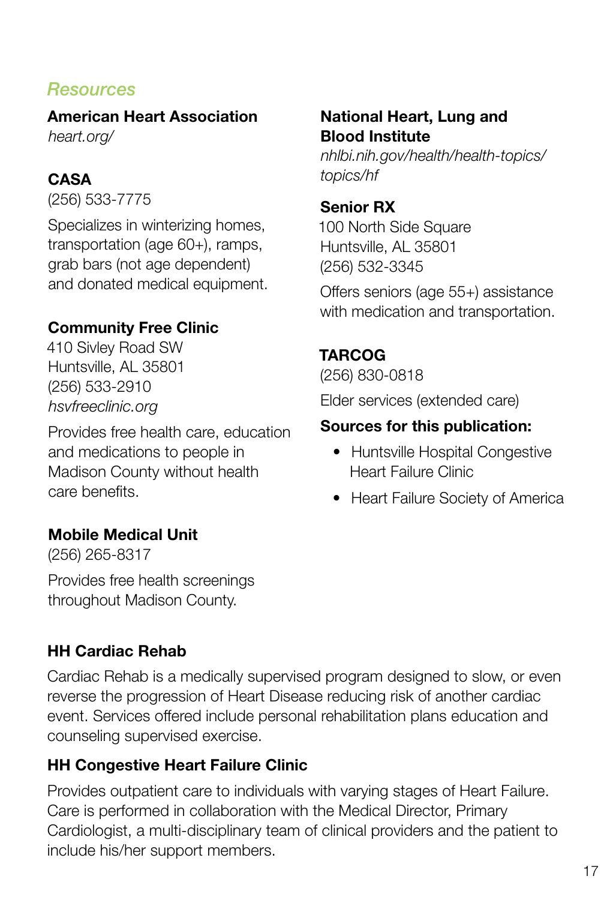## Resources

**American Heart Association**
*heart.org/*

**CASA**
(256) 533-7775

Specializes in winterizing homes, transportation (age 60+), ramps, grab bars (not age dependent) and donated medical equipment.

**Community Free Clinic**
410 Sivley Road SW
Huntsville, AL 35801
(256) 533-2910
*hsvfreeclinic.org*

Provides free health care, education and medications to people in Madison County without health care benefits.

**Mobile Medical Unit**
(256) 265-8317

Provides free health screenings throughout Madison County.

**National Heart, Lung and Blood Institute**
*nhlbi.nih.gov/health/health-topics/topics/hf*

**Senior RX**
100 North Side Square
Huntsville, AL 35801
(256) 532-3345

Offers seniors (age 55+) assistance with medication and transportation.

**TARCOG**
(256) 830-0818

Elder services (extended care)

**Sources for this publication:**

- Huntsville Hospital Congestive Heart Failure Clinic
- Heart Failure Society of America

**HH Cardiac Rehab**

Cardiac Rehab is a medically supervised program designed to slow, or even reverse the progression of Heart Disease reducing risk of another cardiac event. Services offered include personal rehabilitation plans education and counseling supervised exercise.

**HH Congestive Heart Failure Clinic**

Provides outpatient care to individuals with varying stages of Heart Failure. Care is performed in collaboration with the Medical Director, Primary Cardiologist, a multi-disciplinary team of clinical providers and the patient to include his/her support members.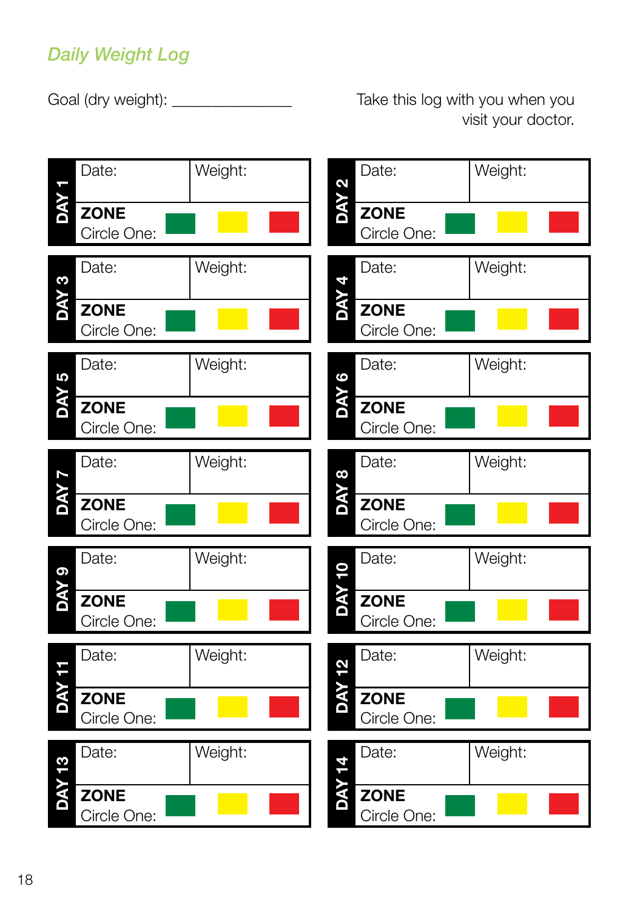## *Daily Weight Log*

Goal (dry weight): _______________

Take this log with you when you visit your doctor.

| Day | Date: | Weight: | ZONE Circle One: |
|---|---|---|---|
| DAY 1 | | | Green / Yellow / Red |
| DAY 2 | | | Green / Yellow / Red |
| DAY 3 | | | Green / Yellow / Red |
| DAY 4 | | | Green / Yellow / Red |
| DAY 5 | | | Green / Yellow / Red |
| DAY 6 | | | Green / Yellow / Red |
| DAY 7 | | | Green / Yellow / Red |
| DAY 8 | | | Green / Yellow / Red |
| DAY 9 | | | Green / Yellow / Red |
| DAY 10 | | | Green / Yellow / Red |
| DAY 11 | | | Green / Yellow / Red |
| DAY 12 | | | Green / Yellow / Red |
| DAY 13 | | | Green / Yellow / Red |
| DAY 14 | | | Green / Yellow / Red |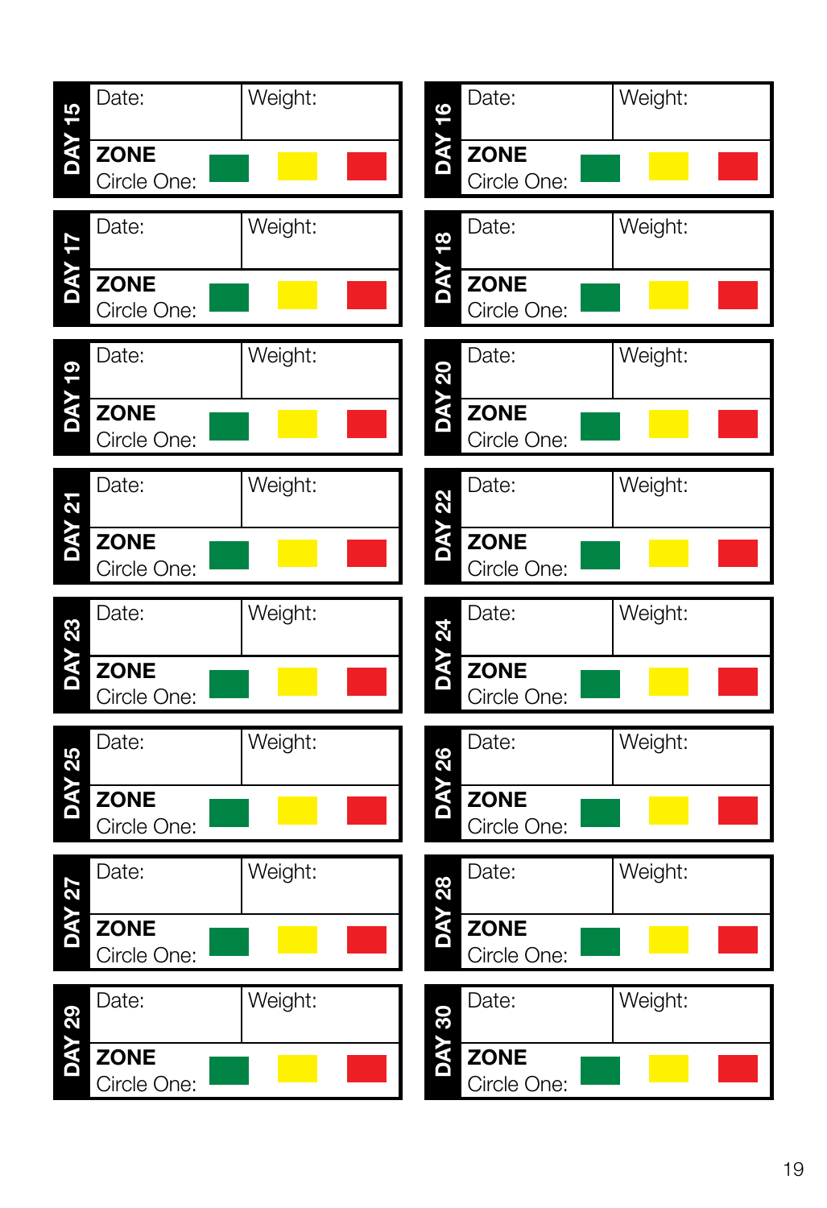**DAY 15**

Date: | Weight:

**ZONE**
Circle One: Green | Yellow | Red

**DAY 16**

Date: | Weight:

**ZONE**
Circle One: Green | Yellow | Red

**DAY 17**

Date: | Weight:

**ZONE**
Circle One: Green | Yellow | Red

**DAY 18**

Date: | Weight:

**ZONE**
Circle One: Green | Yellow | Red

**DAY 19**

Date: | Weight:

**ZONE**
Circle One: Green | Yellow | Red

**DAY 20**

Date: | Weight:

**ZONE**
Circle One: Green | Yellow | Red

**DAY 21**

Date: | Weight:

**ZONE**
Circle One: Green | Yellow | Red

**DAY 22**

Date: | Weight:

**ZONE**
Circle One: Green | Yellow | Red

**DAY 23**

Date: | Weight:

**ZONE**
Circle One: Green | Yellow | Red

**DAY 24**

Date: | Weight:

**ZONE**
Circle One: Green | Yellow | Red

**DAY 25**

Date: | Weight:

**ZONE**
Circle One: Green | Yellow | Red

**DAY 26**

Date: | Weight:

**ZONE**
Circle One: Green | Yellow | Red

**DAY 27**

Date: | Weight:

**ZONE**
Circle One: Green | Yellow | Red

**DAY 28**

Date: | Weight:

**ZONE**
Circle One: Green | Yellow | Red

**DAY 29**

Date: | Weight:

**ZONE**
Circle One: Green | Yellow | Red

**DAY 30**

Date: | Weight:

**ZONE**
Circle One: Green | Yellow | Red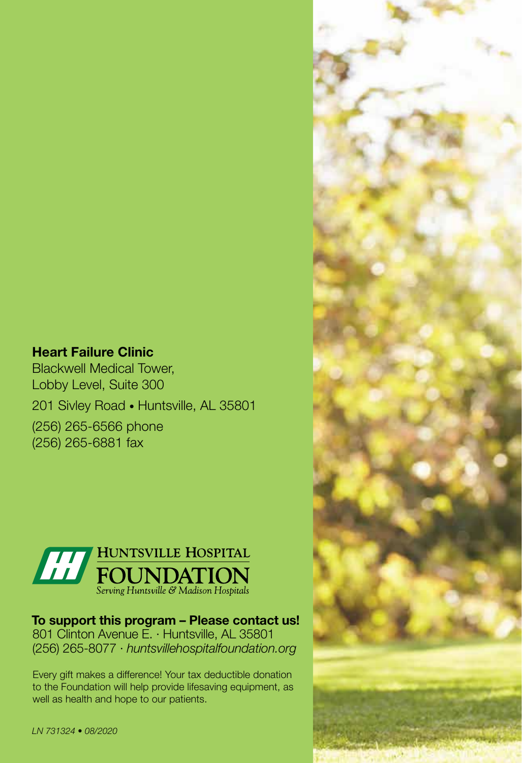**Heart Failure Clinic**

Blackwell Medical Tower,
Lobby Level, Suite 300

201 Sivley Road • Huntsville, AL 35801

(256) 265-6566 phone
(256) 265-6881 fax

HUNTSVILLE HOSPITAL
FOUNDATION
*Serving Huntsville & Madison Hospitals*

**To support this program – Please contact us!**
801 Clinton Avenue E. · Huntsville, AL 35801
(256) 265-8077 · *huntsvillehospitalfoundation.org*

Every gift makes a difference! Your tax deductible donation to the Foundation will help provide lifesaving equipment, as well as health and hope to our patients.

*LN 731324 • 08/2020*